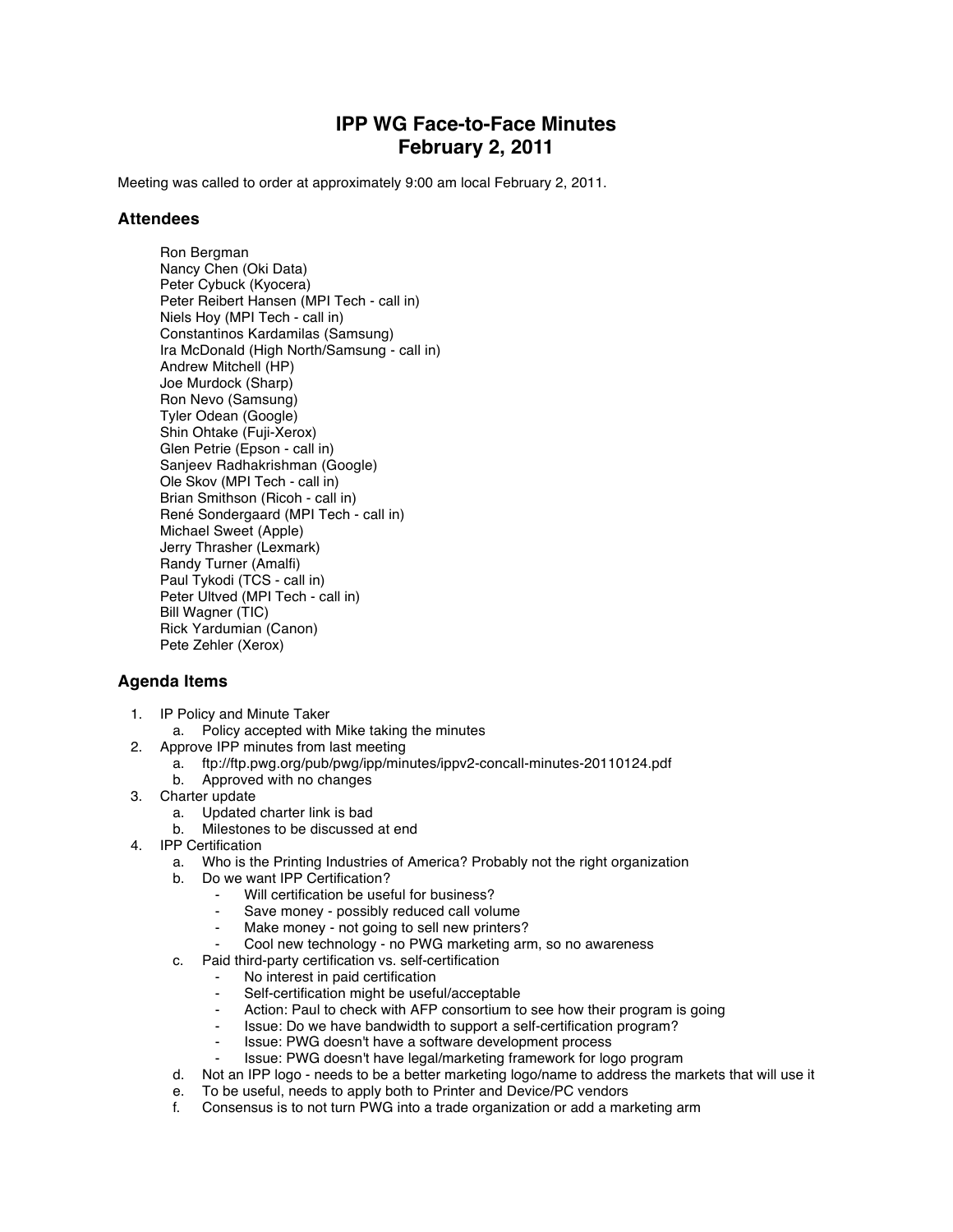# IPP WG Face-to-Face Minutes
# February 2, 2011

Meeting was called to order at approximately 9:00 am local February 2, 2011.

## Attendees

Ron Bergman
Nancy Chen (Oki Data)
Peter Cybuck (Kyocera)
Peter Reibert Hansen (MPI Tech - call in)
Niels Hoy (MPI Tech - call in)
Constantinos Kardamilas (Samsung)
Ira McDonald (High North/Samsung - call in)
Andrew Mitchell (HP)
Joe Murdock (Sharp)
Ron Nevo (Samsung)
Tyler Odean (Google)
Shin Ohtake (Fuji-Xerox)
Glen Petrie (Epson - call in)
Sanjeev Radhakrishman (Google)
Ole Skov (MPI Tech - call in)
Brian Smithson (Ricoh - call in)
René Sondergaard (MPI Tech - call in)
Michael Sweet (Apple)
Jerry Thrasher (Lexmark)
Randy Turner (Amalfi)
Paul Tykodi (TCS - call in)
Peter Ultved (MPI Tech - call in)
Bill Wagner (TIC)
Rick Yardumian (Canon)
Pete Zehler (Xerox)

## Agenda Items

1. IP Policy and Minute Taker
    a. Policy accepted with Mike taking the minutes
2. Approve IPP minutes from last meeting
    a. ftp://ftp.pwg.org/pub/pwg/ipp/minutes/ippv2-concall-minutes-20110124.pdf
    b. Approved with no changes
3. Charter update
    a. Updated charter link is bad
    b. Milestones to be discussed at end
4. IPP Certification
    a. Who is the Printing Industries of America? Probably not the right organization
    b. Do we want IPP Certification?
        - Will certification be useful for business?
        - Save money - possibly reduced call volume
        - Make money - not going to sell new printers?
        - Cool new technology - no PWG marketing arm, so no awareness
    c. Paid third-party certification vs. self-certification
        - No interest in paid certification
        - Self-certification might be useful/acceptable
        - Action: Paul to check with AFP consortium to see how their program is going
        - Issue: Do we have bandwidth to support a self-certification program?
        - Issue: PWG doesn't have a software development process
        - Issue: PWG doesn't have legal/marketing framework for logo program
    d. Not an IPP logo - needs to be a better marketing logo/name to address the markets that will use it
    e. To be useful, needs to apply both to Printer and Device/PC vendors
    f. Consensus is to not turn PWG into a trade organization or add a marketing arm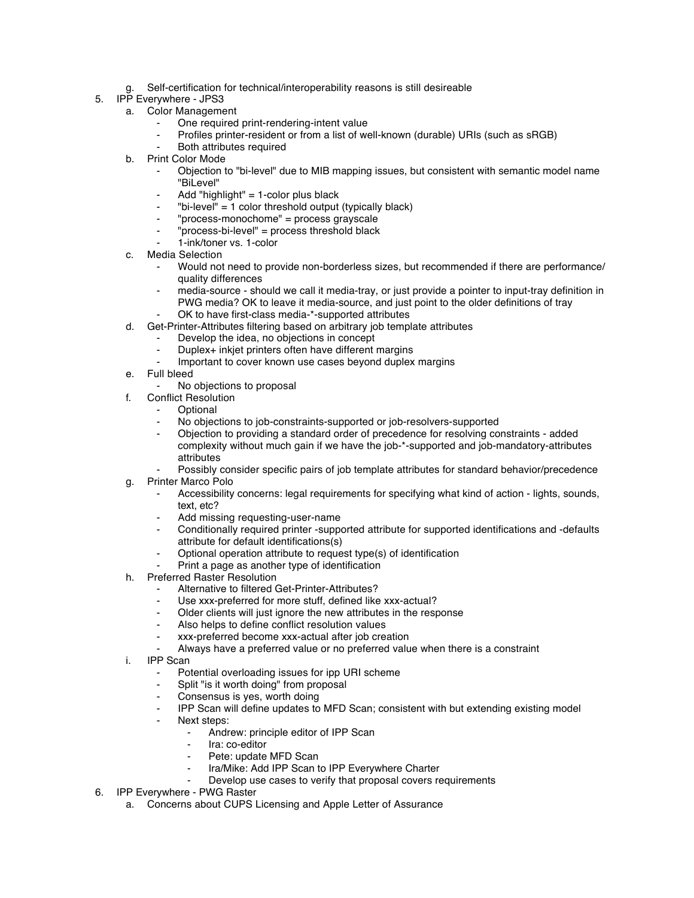g. Self-certification for technical/interoperability reasons is still desireable

5. IPP Everywhere - JPS3
   a. Color Management
      - One required print-rendering-intent value
      - Profiles printer-resident or from a list of well-known (durable) URIs (such as sRGB)
      - Both attributes required
   b. Print Color Mode
      - Objection to "bi-level" due to MIB mapping issues, but consistent with semantic model name "BiLevel"
      - Add "highlight" = 1-color plus black
      - "bi-level" = 1 color threshold output (typically black)
      - "process-monochome" = process grayscale
      - "process-bi-level" = process threshold black
      - 1-ink/toner vs. 1-color
   c. Media Selection
      - Would not need to provide non-borderless sizes, but recommended if there are performance/quality differences
      - media-source - should we call it media-tray, or just provide a pointer to input-tray definition in PWG media? OK to leave it media-source, and just point to the older definitions of tray
      - OK to have first-class media-*-supported attributes
   d. Get-Printer-Attributes filtering based on arbitrary job template attributes
      - Develop the idea, no objections in concept
      - Duplex+ inkjet printers often have different margins
      - Important to cover known use cases beyond duplex margins
   e. Full bleed
      - No objections to proposal
   f. Conflict Resolution
      - Optional
      - No objections to job-constraints-supported or job-resolvers-supported
      - Objection to providing a standard order of precedence for resolving constraints - added complexity without much gain if we have the job-*-supported and job-mandatory-attributes attributes
      - Possibly consider specific pairs of job template attributes for standard behavior/precedence
   g. Printer Marco Polo
      - Accessibility concerns: legal requirements for specifying what kind of action - lights, sounds, text, etc?
      - Add missing requesting-user-name
      - Conditionally required printer -supported attribute for supported identifications and -defaults attribute for default identifications(s)
      - Optional operation attribute to request type(s) of identification
      - Print a page as another type of identification
   h. Preferred Raster Resolution
      - Alternative to filtered Get-Printer-Attributes?
      - Use xxx-preferred for more stuff, defined like xxx-actual?
      - Older clients will just ignore the new attributes in the response
      - Also helps to define conflict resolution values
      - xxx-preferred become xxx-actual after job creation
      - Always have a preferred value or no preferred value when there is a constraint
   i. IPP Scan
      - Potential overloading issues for ipp URI scheme
      - Split "is it worth doing" from proposal
      - Consensus is yes, worth doing
      - IPP Scan will define updates to MFD Scan; consistent with but extending existing model
      - Next steps:
         - Andrew: principle editor of IPP Scan
         - Ira: co-editor
         - Pete: update MFD Scan
         - Ira/Mike: Add IPP Scan to IPP Everywhere Charter
         - Develop use cases to verify that proposal covers requirements

6. IPP Everywhere - PWG Raster
   a. Concerns about CUPS Licensing and Apple Letter of Assurance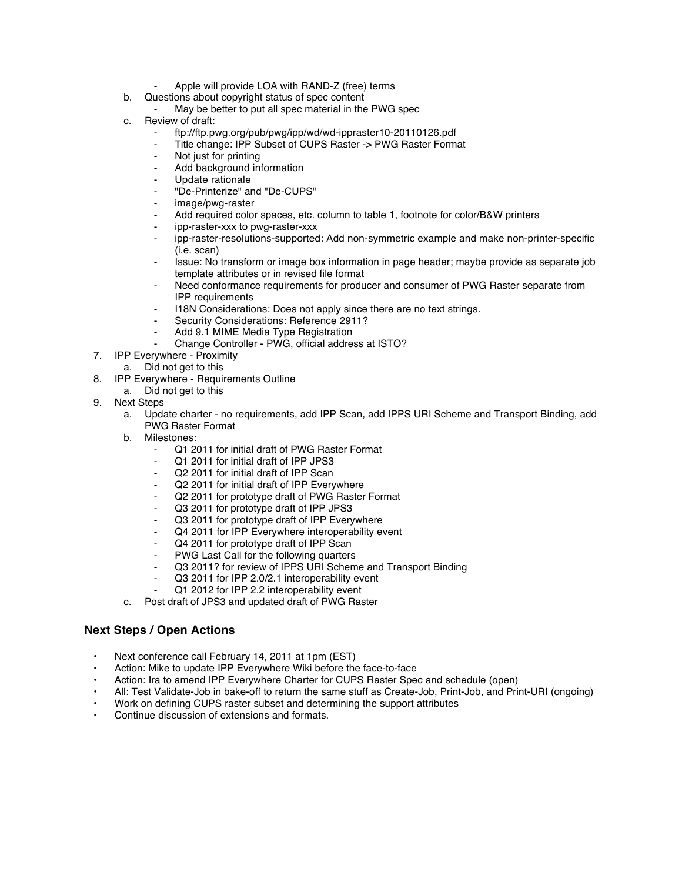- Apple will provide LOA with RAND-Z (free) terms

  b. Questions about copyright status of spec content
     - May be better to put all spec material in the PWG spec
  c. Review of draft:
     - ftp://ftp.pwg.org/pub/pwg/ipp/wd/wd-ippraster10-20110126.pdf
     - Title change: IPP Subset of CUPS Raster -> PWG Raster Format
     - Not just for printing
     - Add background information
     - Update rationale
     - "De-Printerize" and "De-CUPS"
     - image/pwg-raster
     - Add required color spaces, etc. column to table 1, footnote for color/B&W printers
     - ipp-raster-xxx to pwg-raster-xxx
     - ipp-raster-resolutions-supported: Add non-symmetric example and make non-printer-specific (i.e. scan)
     - Issue: No transform or image box information in page header; maybe provide as separate job template attributes or in revised file format
     - Need conformance requirements for producer and consumer of PWG Raster separate from IPP requirements
     - I18N Considerations: Does not apply since there are no text strings.
     - Security Considerations: Reference 2911?
     - Add 9.1 MIME Media Type Registration
     - Change Controller - PWG, official address at ISTO?

7. IPP Everywhere - Proximity
   a. Did not get to this
8. IPP Everywhere - Requirements Outline
   a. Did not get to this
9. Next Steps
   a. Update charter - no requirements, add IPP Scan, add IPPS URI Scheme and Transport Binding, add PWG Raster Format
   b. Milestones:
      - Q1 2011 for initial draft of PWG Raster Format
      - Q1 2011 for initial draft of IPP JPS3
      - Q2 2011 for initial draft of IPP Scan
      - Q2 2011 for initial draft of IPP Everywhere
      - Q2 2011 for prototype draft of PWG Raster Format
      - Q3 2011 for prototype draft of IPP JPS3
      - Q3 2011 for prototype draft of IPP Everywhere
      - Q4 2011 for IPP Everywhere interoperability event
      - Q4 2011 for prototype draft of IPP Scan
      - PWG Last Call for the following quarters
      - Q3 2011? for review of IPPS URI Scheme and Transport Binding
      - Q3 2011 for IPP 2.0/2.1 interoperability event
      - Q1 2012 for IPP 2.2 interoperability event
   c. Post draft of JPS3 and updated draft of PWG Raster

### Next Steps / Open Actions

- Next conference call February 14, 2011 at 1pm (EST)
- Action: Mike to update IPP Everywhere Wiki before the face-to-face
- Action: Ira to amend IPP Everywhere Charter for CUPS Raster Spec and schedule (open)
- All: Test Validate-Job in bake-off to return the same stuff as Create-Job, Print-Job, and Print-URI (ongoing)
- Work on defining CUPS raster subset and determining the support attributes
- Continue discussion of extensions and formats.